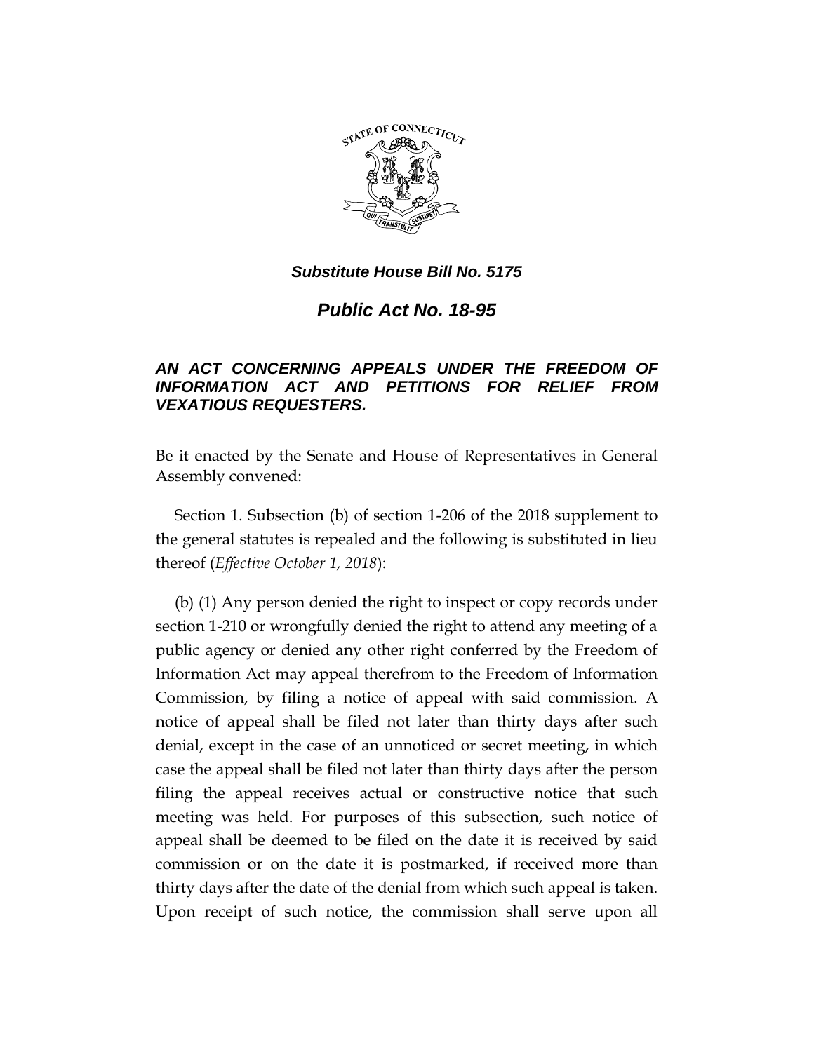***Substitute House Bill No. 5175***

# ***Public Act No. 18-95***

***AN ACT CONCERNING APPEALS UNDER THE FREEDOM OF INFORMATION ACT AND PETITIONS FOR RELIEF FROM VEXATIOUS REQUESTERS.***

Be it enacted by the Senate and House of Representatives in General Assembly convened:

Section 1. Subsection (b) of section 1-206 of the 2018 supplement to the general statutes is repealed and the following is substituted in lieu thereof (*Effective October 1, 2018*):

(b) (1) Any person denied the right to inspect or copy records under section 1-210 or wrongfully denied the right to attend any meeting of a public agency or denied any other right conferred by the Freedom of Information Act may appeal therefrom to the Freedom of Information Commission, by filing a notice of appeal with said commission. A notice of appeal shall be filed not later than thirty days after such denial, except in the case of an unnoticed or secret meeting, in which case the appeal shall be filed not later than thirty days after the person filing the appeal receives actual or constructive notice that such meeting was held. For purposes of this subsection, such notice of appeal shall be deemed to be filed on the date it is received by said commission or on the date it is postmarked, if received more than thirty days after the date of the denial from which such appeal is taken. Upon receipt of such notice, the commission shall serve upon all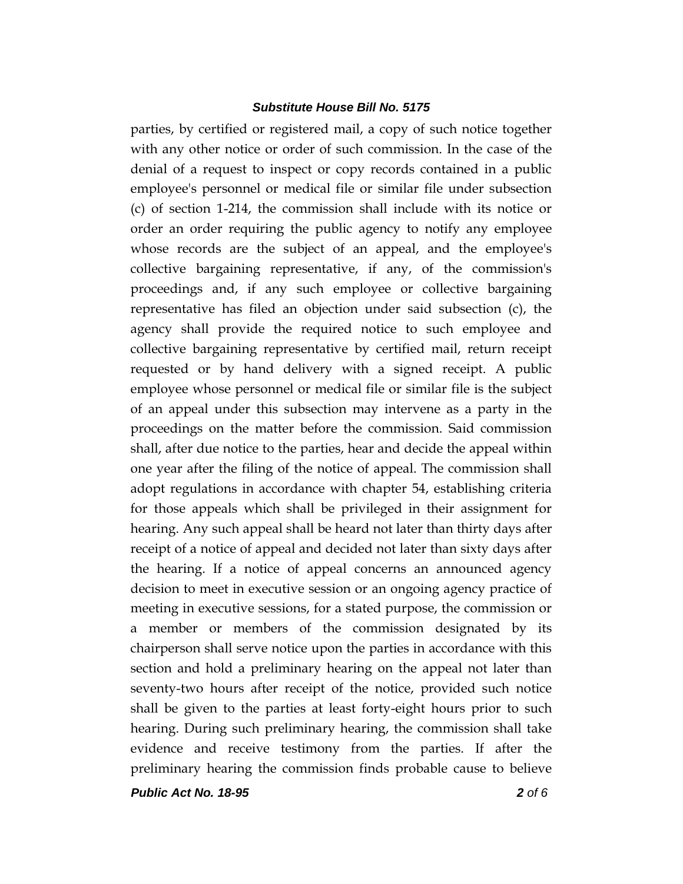parties, by certified or registered mail, a copy of such notice together with any other notice or order of such commission. In the case of the denial of a request to inspect or copy records contained in a public employee's personnel or medical file or similar file under subsection (c) of section 1-214, the commission shall include with its notice or order an order requiring the public agency to notify any employee whose records are the subject of an appeal, and the employee's collective bargaining representative, if any, of the commission's proceedings and, if any such employee or collective bargaining representative has filed an objection under said subsection (c), the agency shall provide the required notice to such employee and collective bargaining representative by certified mail, return receipt requested or by hand delivery with a signed receipt. A public employee whose personnel or medical file or similar file is the subject of an appeal under this subsection may intervene as a party in the proceedings on the matter before the commission. Said commission shall, after due notice to the parties, hear and decide the appeal within one year after the filing of the notice of appeal. The commission shall adopt regulations in accordance with chapter 54, establishing criteria for those appeals which shall be privileged in their assignment for hearing. Any such appeal shall be heard not later than thirty days after receipt of a notice of appeal and decided not later than sixty days after the hearing. If a notice of appeal concerns an announced agency decision to meet in executive session or an ongoing agency practice of meeting in executive sessions, for a stated purpose, the commission or a member or members of the commission designated by its chairperson shall serve notice upon the parties in accordance with this section and hold a preliminary hearing on the appeal not later than seventy-two hours after receipt of the notice, provided such notice shall be given to the parties at least forty-eight hours prior to such hearing. During such preliminary hearing, the commission shall take evidence and receive testimony from the parties. If after the preliminary hearing the commission finds probable cause to believe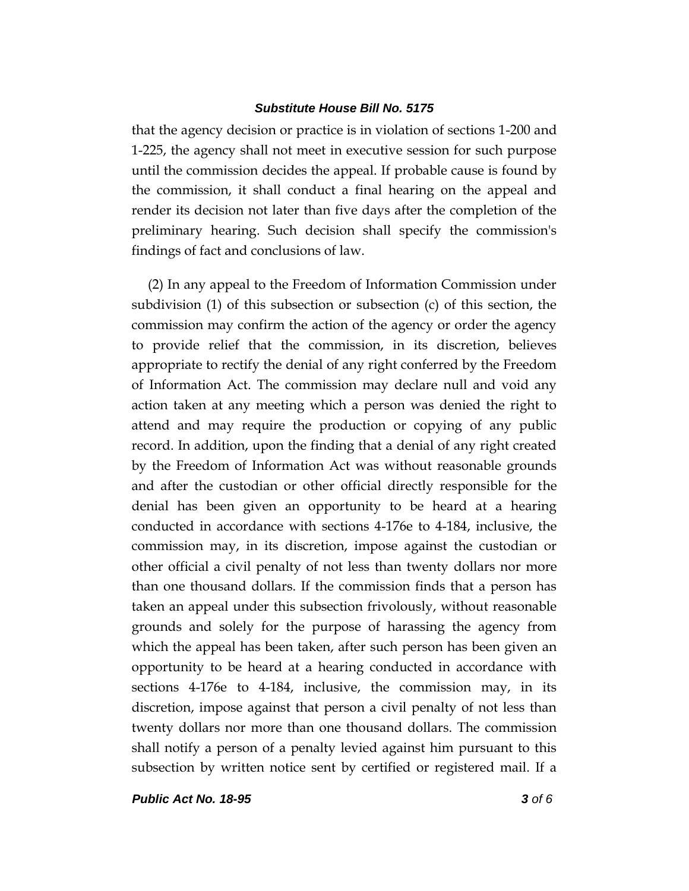that the agency decision or practice is in violation of sections 1-200 and 1-225, the agency shall not meet in executive session for such purpose until the commission decides the appeal. If probable cause is found by the commission, it shall conduct a final hearing on the appeal and render its decision not later than five days after the completion of the preliminary hearing. Such decision shall specify the commission's findings of fact and conclusions of law.

(2) In any appeal to the Freedom of Information Commission under subdivision (1) of this subsection or subsection (c) of this section, the commission may confirm the action of the agency or order the agency to provide relief that the commission, in its discretion, believes appropriate to rectify the denial of any right conferred by the Freedom of Information Act. The commission may declare null and void any action taken at any meeting which a person was denied the right to attend and may require the production or copying of any public record. In addition, upon the finding that a denial of any right created by the Freedom of Information Act was without reasonable grounds and after the custodian or other official directly responsible for the denial has been given an opportunity to be heard at a hearing conducted in accordance with sections 4-176e to 4-184, inclusive, the commission may, in its discretion, impose against the custodian or other official a civil penalty of not less than twenty dollars nor more than one thousand dollars. If the commission finds that a person has taken an appeal under this subsection frivolously, without reasonable grounds and solely for the purpose of harassing the agency from which the appeal has been taken, after such person has been given an opportunity to be heard at a hearing conducted in accordance with sections 4-176e to 4-184, inclusive, the commission may, in its discretion, impose against that person a civil penalty of not less than twenty dollars nor more than one thousand dollars. The commission shall notify a person of a penalty levied against him pursuant to this subsection by written notice sent by certified or registered mail. If a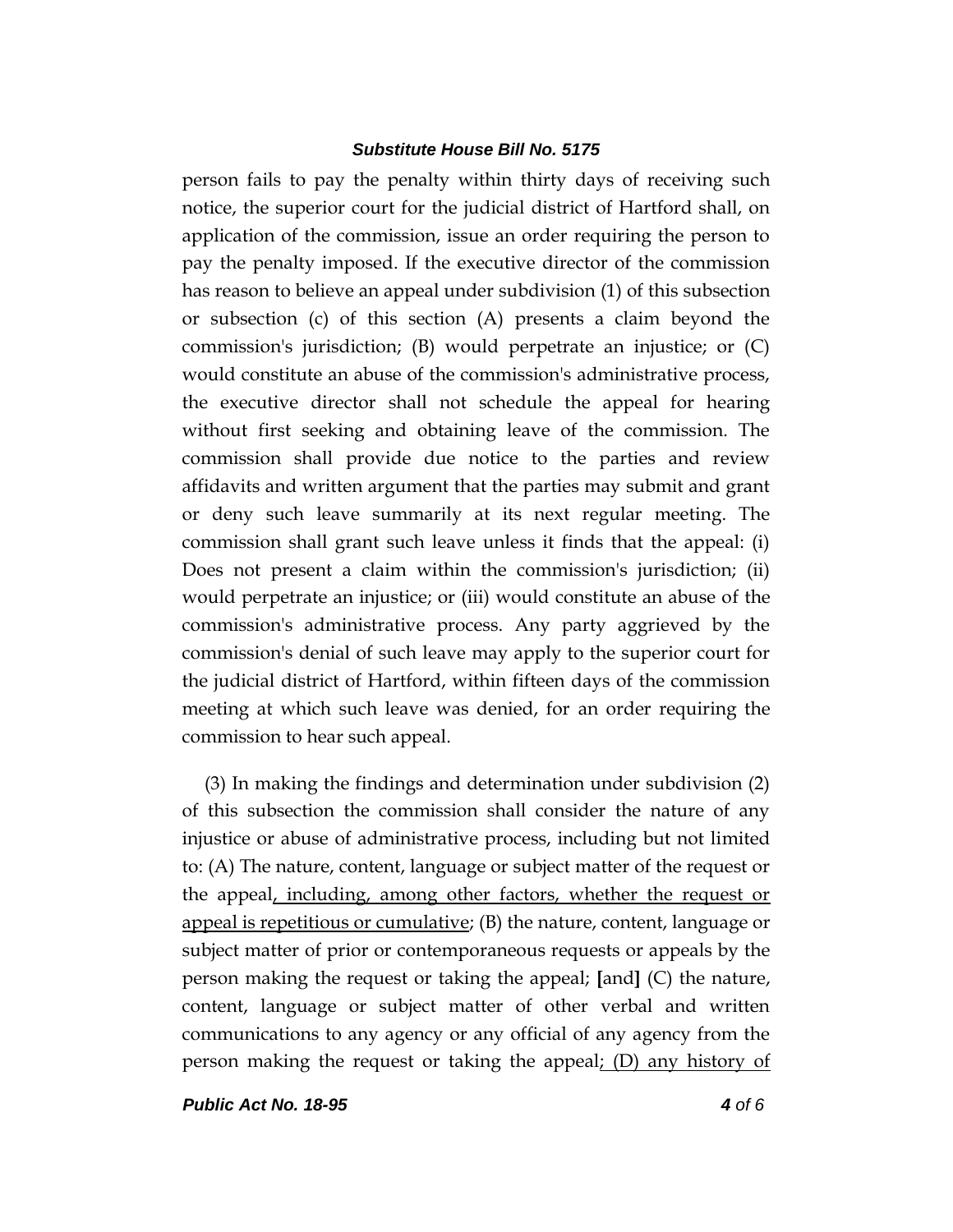person fails to pay the penalty within thirty days of receiving such notice, the superior court for the judicial district of Hartford shall, on application of the commission, issue an order requiring the person to pay the penalty imposed. If the executive director of the commission has reason to believe an appeal under subdivision (1) of this subsection or subsection (c) of this section (A) presents a claim beyond the commission's jurisdiction; (B) would perpetrate an injustice; or (C) would constitute an abuse of the commission's administrative process, the executive director shall not schedule the appeal for hearing without first seeking and obtaining leave of the commission. The commission shall provide due notice to the parties and review affidavits and written argument that the parties may submit and grant or deny such leave summarily at its next regular meeting. The commission shall grant such leave unless it finds that the appeal: (i) Does not present a claim within the commission's jurisdiction; (ii) would perpetrate an injustice; or (iii) would constitute an abuse of the commission's administrative process. Any party aggrieved by the commission's denial of such leave may apply to the superior court for the judicial district of Hartford, within fifteen days of the commission meeting at which such leave was denied, for an order requiring the commission to hear such appeal.

(3) In making the findings and determination under subdivision (2) of this subsection the commission shall consider the nature of any injustice or abuse of administrative process, including but not limited to: (A) The nature, content, language or subject matter of the request or the appeal<u>, including, among other factors, whether the request or appeal is repetitious or cumulative</u>; (B) the nature, content, language or subject matter of prior or contemporaneous requests or appeals by the person making the request or taking the appeal; **[**and**]** (C) the nature, content, language or subject matter of other verbal and written communications to any agency or any official of any agency from the person making the request or taking the appeal<u>; (D) any history of</u>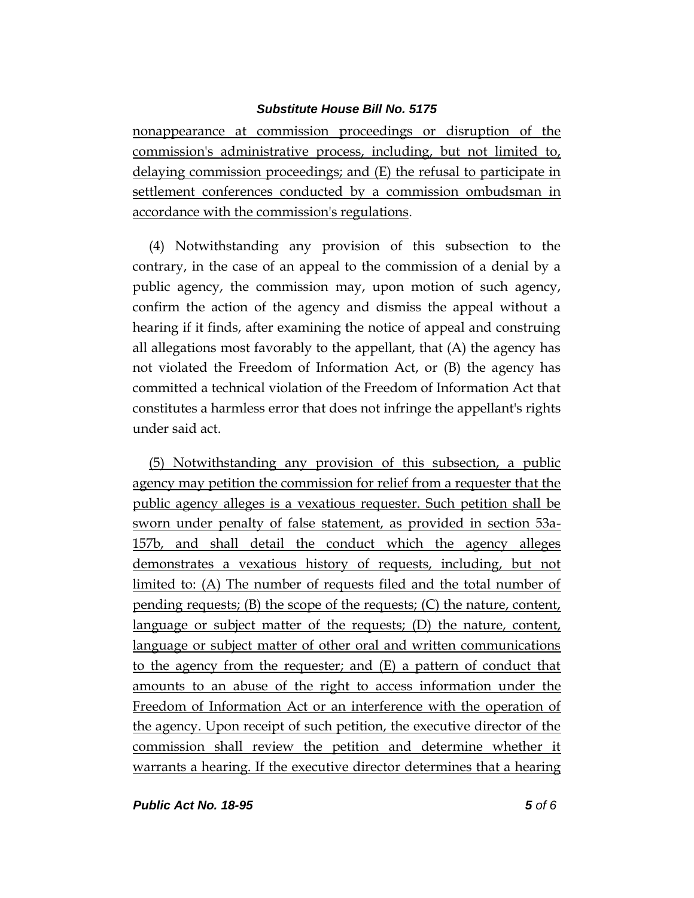nonappearance at commission proceedings or disruption of the commission's administrative process, including, but not limited to, delaying commission proceedings; and (E) the refusal to participate in settlement conferences conducted by a commission ombudsman in accordance with the commission's regulations.

(4) Notwithstanding any provision of this subsection to the contrary, in the case of an appeal to the commission of a denial by a public agency, the commission may, upon motion of such agency, confirm the action of the agency and dismiss the appeal without a hearing if it finds, after examining the notice of appeal and construing all allegations most favorably to the appellant, that (A) the agency has not violated the Freedom of Information Act, or (B) the agency has committed a technical violation of the Freedom of Information Act that constitutes a harmless error that does not infringe the appellant's rights under said act.

(5) Notwithstanding any provision of this subsection, a public agency may petition the commission for relief from a requester that the public agency alleges is a vexatious requester. Such petition shall be sworn under penalty of false statement, as provided in section 53a-157b, and shall detail the conduct which the agency alleges demonstrates a vexatious history of requests, including, but not limited to: (A) The number of requests filed and the total number of pending requests; (B) the scope of the requests; (C) the nature, content, language or subject matter of the requests; (D) the nature, content, language or subject matter of other oral and written communications to the agency from the requester; and (E) a pattern of conduct that amounts to an abuse of the right to access information under the Freedom of Information Act or an interference with the operation of the agency. Upon receipt of such petition, the executive director of the commission shall review the petition and determine whether it warrants a hearing. If the executive director determines that a hearing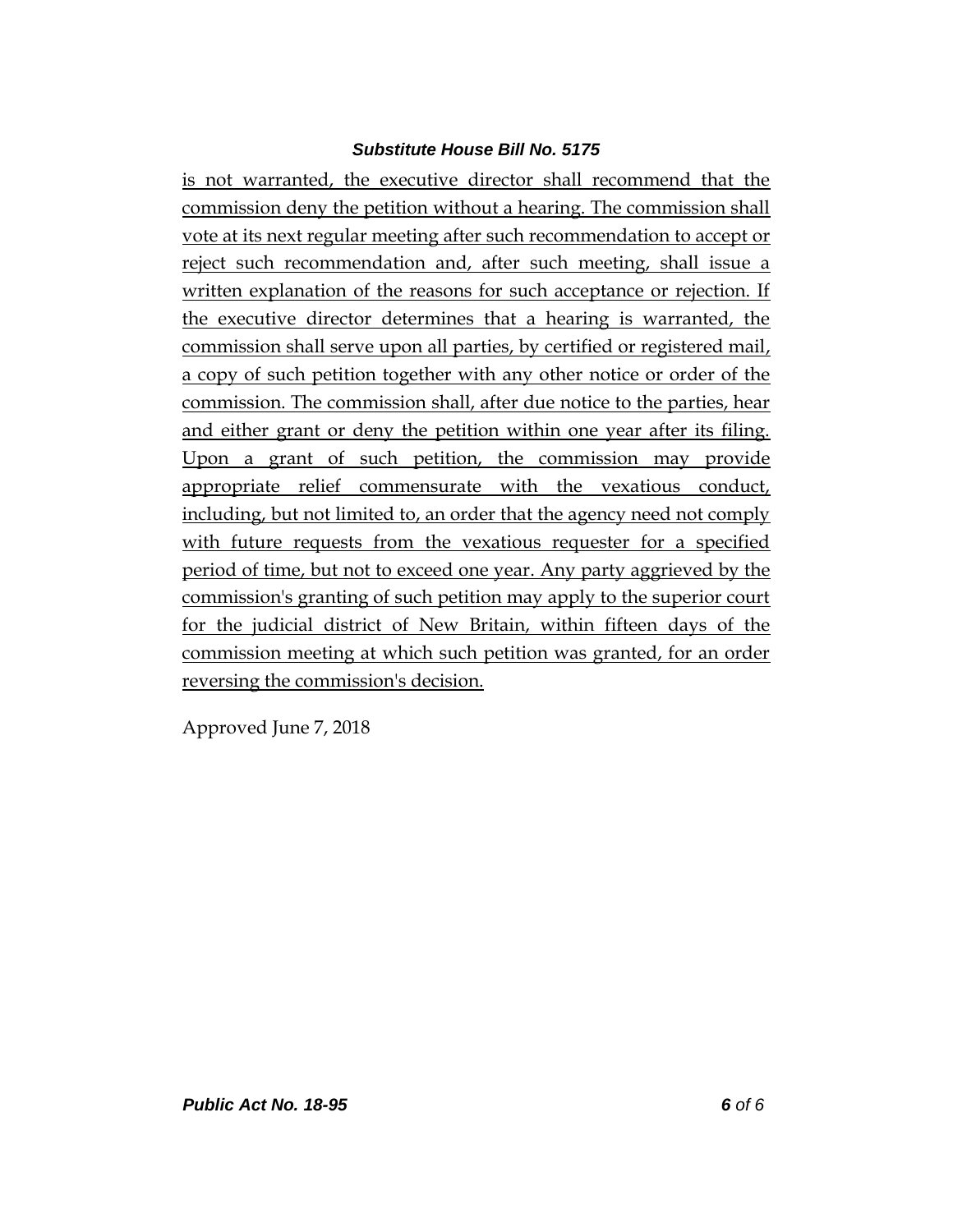is not warranted, the executive director shall recommend that the commission deny the petition without a hearing. The commission shall vote at its next regular meeting after such recommendation to accept or reject such recommendation and, after such meeting, shall issue a written explanation of the reasons for such acceptance or rejection. If the executive director determines that a hearing is warranted, the commission shall serve upon all parties, by certified or registered mail, a copy of such petition together with any other notice or order of the commission. The commission shall, after due notice to the parties, hear and either grant or deny the petition within one year after its filing. Upon a grant of such petition, the commission may provide appropriate relief commensurate with the vexatious conduct, including, but not limited to, an order that the agency need not comply with future requests from the vexatious requester for a specified period of time, but not to exceed one year. Any party aggrieved by the commission's granting of such petition may apply to the superior court for the judicial district of New Britain, within fifteen days of the commission meeting at which such petition was granted, for an order reversing the commission's decision.

Approved June 7, 2018